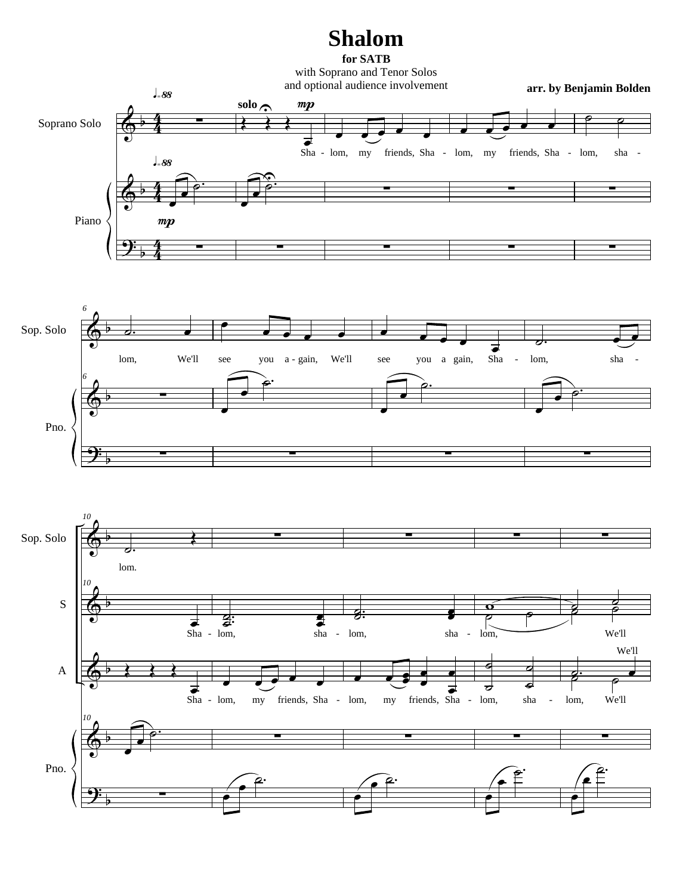# Shalom

**for SATB**

with Soprano and Tenor Solos
and optional audience involvement

**arr. by Benjamin Bolden**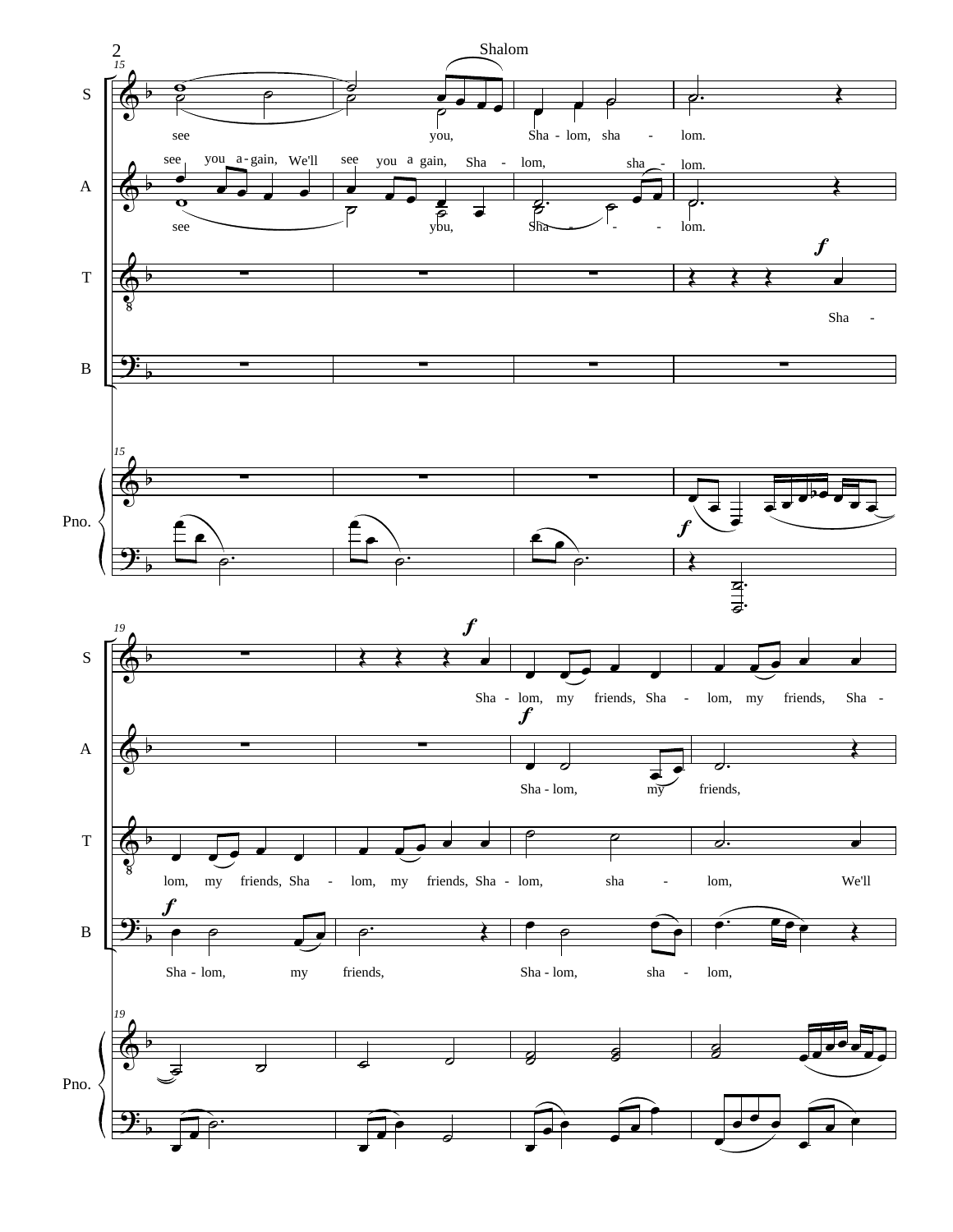Shalom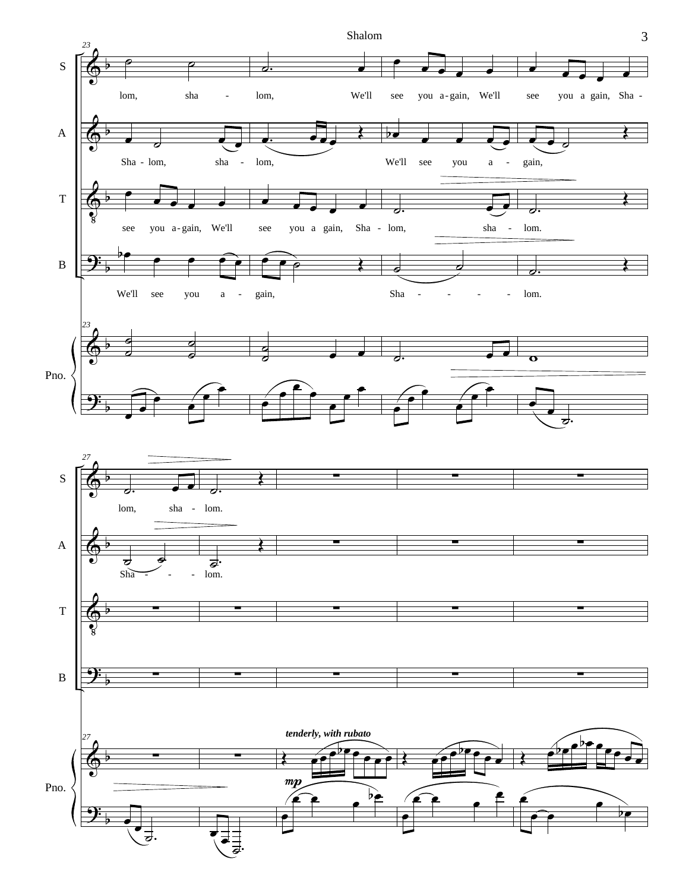S: lom, sha - lom, We'll see you a - gain, We'll see you a gain, Sha -

A: Sha - lom, sha - lom, We'll see you a - gain,

T: see you a - gain, We'll see you a gain, Sha - lom, sha - lom.

B: We'll see you a - gain, Sha - - - - - lom.

Pno.

S: lom, sha - lom.

A: Sha - - - lom.

T

B

Pno.

*tenderly, with rubato*

*mp*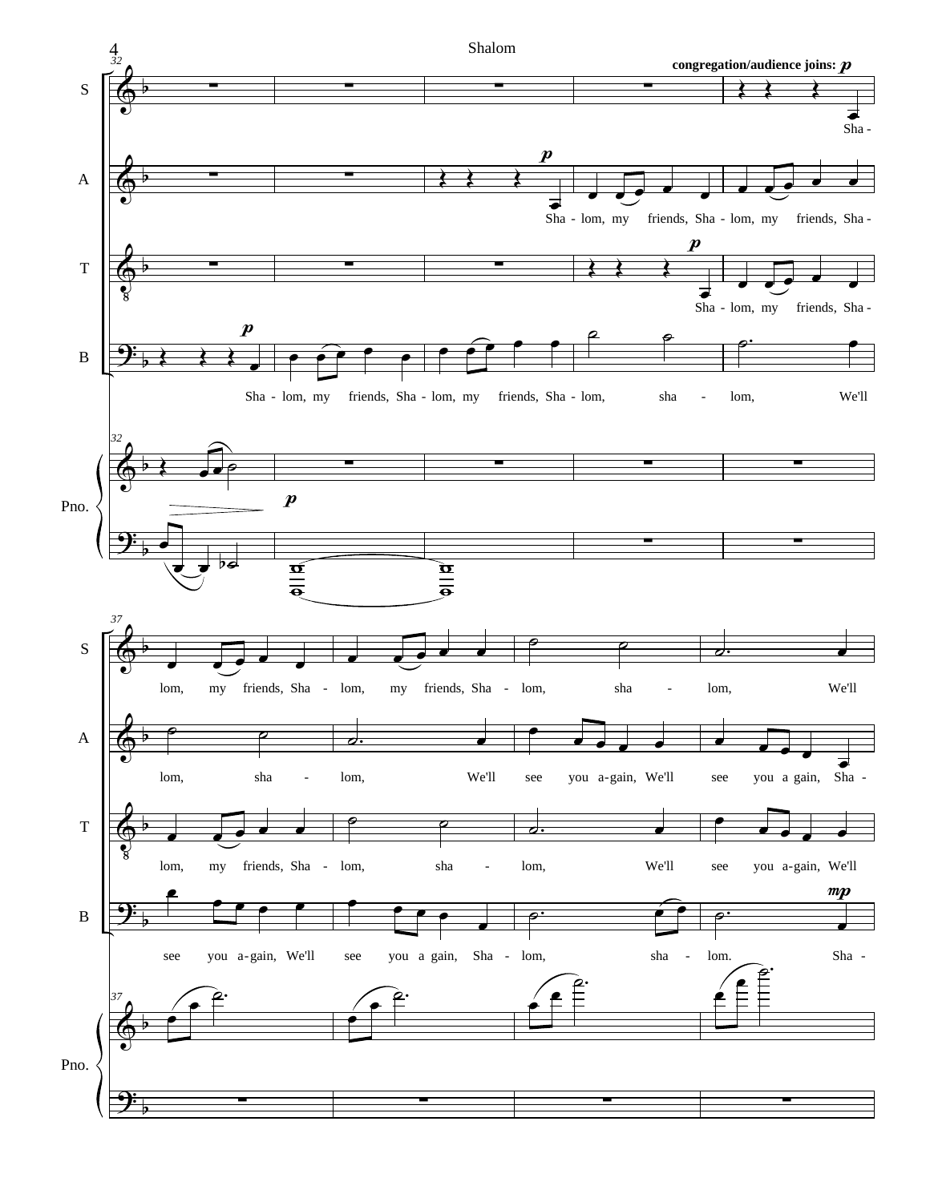congregation/audience joins: *p*

S: Sha - lom, my friends, Sha - lom, my friends, Sha - lom, sha - lom, We'll

A: Sha - lom, my friends, Sha - lom, my friends, Sha - lom, sha - lom, We'll see you a-gain, We'll see you a gain, Sha -

T: Sha - lom, my friends, Sha - lom, my friends, Sha - lom, sha - lom, We'll see you a-gain, We'll

B: Sha - lom, my friends, Sha - lom, my friends, Sha - lom, sha - lom, We'll see you a-gain, We'll see you a gain, Sha - lom, sha - lom. Sha -

Pno.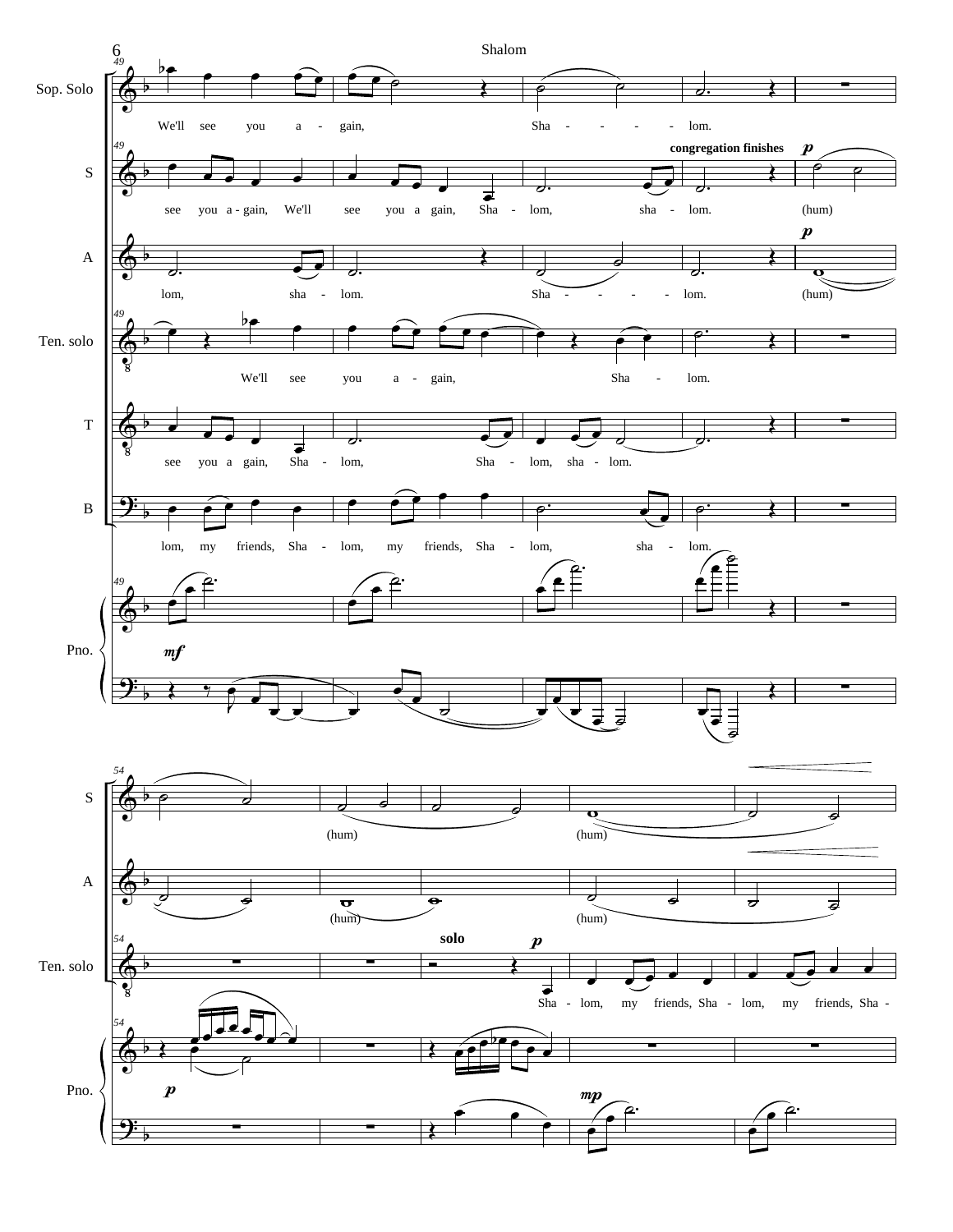Sop. Solo: We'll see you a - gain, Sha - - - - - lom.

S: see you a - gain, We'll see you a gain, Sha - lom, sha - lom. **congregation finishes** *p* (hum)

A: lom, sha - lom. Sha - - - - - lom. *p* (hum)

Ten. solo: We'll see you a - gain, Sha - lom.

T: see you a gain, Sha - lom, Sha - lom, sha - lom.

B: lom, my friends, Sha - lom, my friends, Sha - lom, sha - lom.

Pno. *mf*

S: (hum) (hum)

A: (hum) (hum)

Ten. solo: **solo** *p* Sha - lom, my friends, Sha - lom, my friends, Sha -

Pno. *p* *mp*